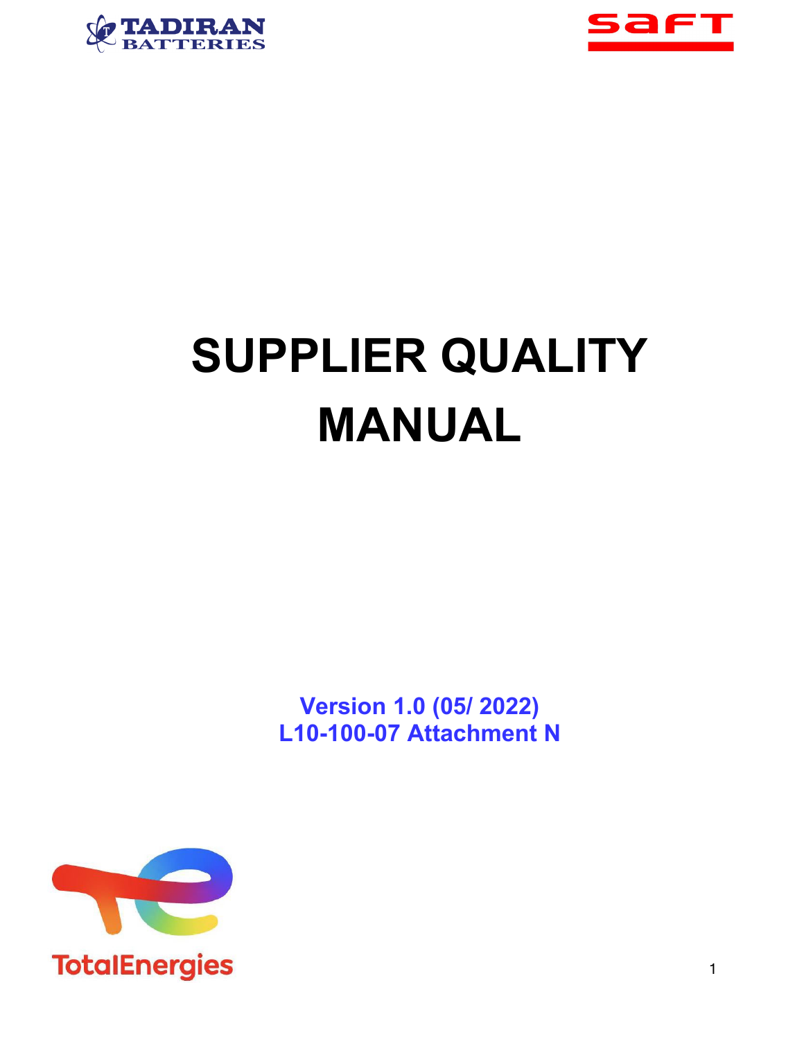# SUPPLIER QUALITY MANUAL

**Version 1.0 (05/ 2022)**
**L10-100-07 Attachment N**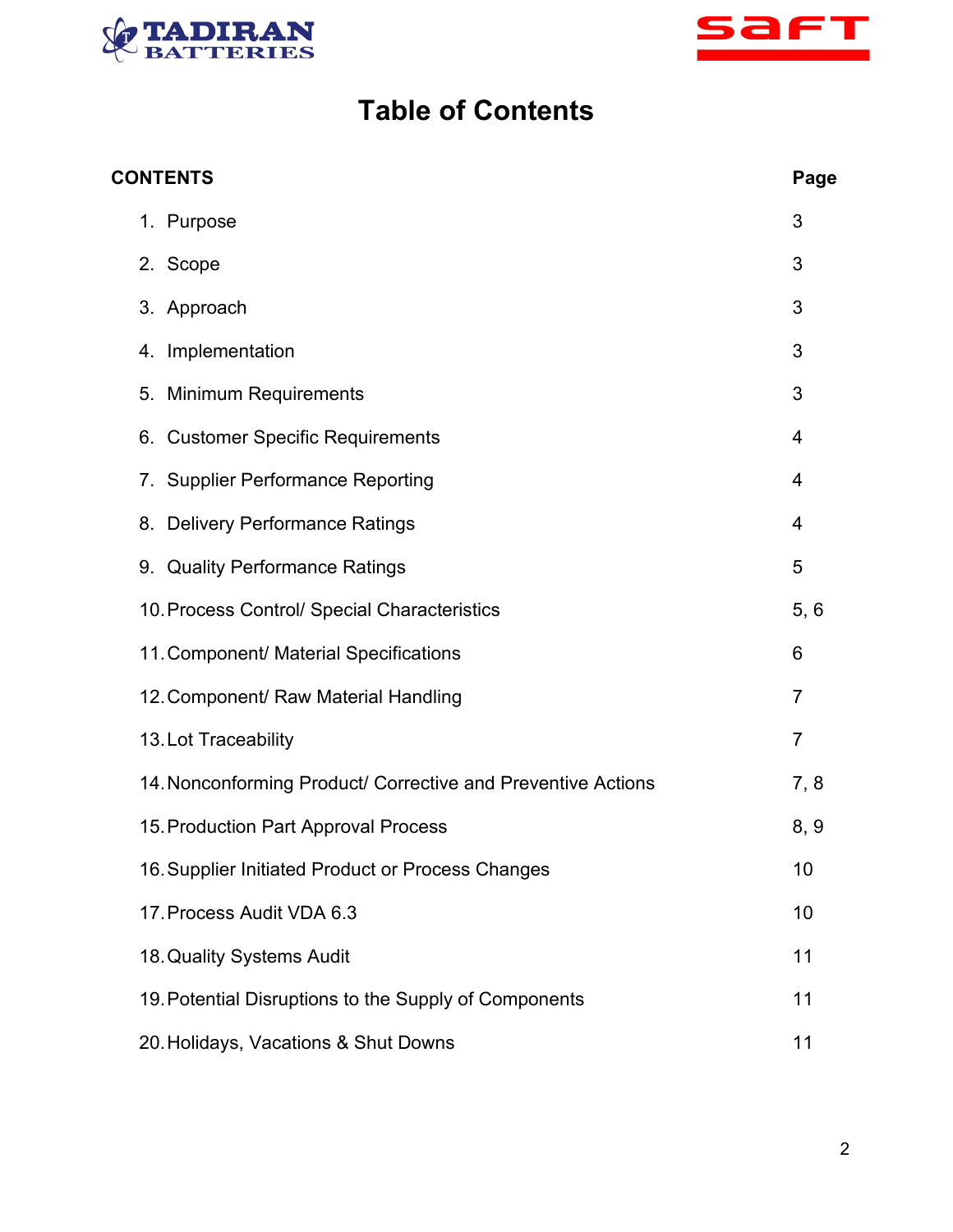# Table of Contents

| CONTENTS | Page |
|---|---|
| 1. Purpose | 3 |
| 2. Scope | 3 |
| 3. Approach | 3 |
| 4. Implementation | 3 |
| 5. Minimum Requirements | 3 |
| 6. Customer Specific Requirements | 4 |
| 7. Supplier Performance Reporting | 4 |
| 8. Delivery Performance Ratings | 4 |
| 9. Quality Performance Ratings | 5 |
| 10. Process Control/ Special Characteristics | 5, 6 |
| 11. Component/ Material Specifications | 6 |
| 12. Component/ Raw Material Handling | 7 |
| 13. Lot Traceability | 7 |
| 14. Nonconforming Product/ Corrective and Preventive Actions | 7, 8 |
| 15. Production Part Approval Process | 8, 9 |
| 16. Supplier Initiated Product or Process Changes | 10 |
| 17. Process Audit VDA 6.3 | 10 |
| 18. Quality Systems Audit | 11 |
| 19. Potential Disruptions to the Supply of Components | 11 |
| 20. Holidays, Vacations & Shut Downs | 11 |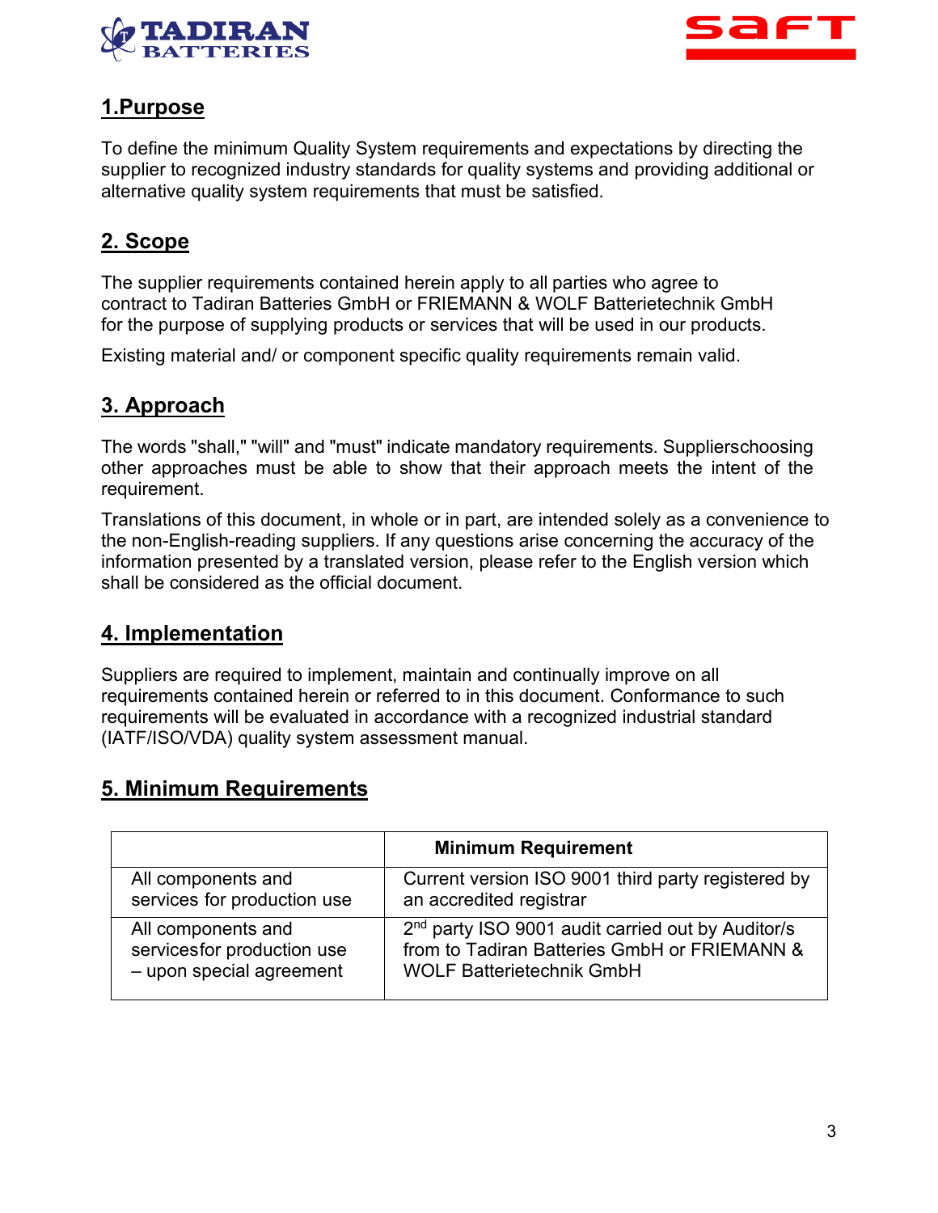## 1.Purpose

To define the minimum Quality System requirements and expectations by directing the supplier to recognized industry standards for quality systems and providing additional or alternative quality system requirements that must be satisfied.

## 2. Scope

The supplier requirements contained herein apply to all parties who agree to contract to Tadiran Batteries GmbH or FRIEMANN & WOLF Batterietechnik GmbH for the purpose of supplying products or services that will be used in our products.

Existing material and/ or component specific quality requirements remain valid.

## 3. Approach

The words "shall," "will" and "must" indicate mandatory requirements. Supplierschoosing other approaches must be able to show that their approach meets the intent of the requirement.

Translations of this document, in whole or in part, are intended solely as a convenience to the non-English-reading suppliers. If any questions arise concerning the accuracy of the information presented by a translated version, please refer to the English version which shall be considered as the official document.

## 4. Implementation

Suppliers are required to implement, maintain and continually improve on all requirements contained herein or referred to in this document. Conformance to such requirements will be evaluated in accordance with a recognized industrial standard (IATF/ISO/VDA) quality system assessment manual.

## 5. Minimum Requirements

| | **Minimum Requirement** |
|---|---|
| All components and services for production use | Current version ISO 9001 third party registered by an accredited registrar |
| All components and servicesfor production use – upon special agreement | 2nd party ISO 9001 audit carried out by Auditor/s from to Tadiran Batteries GmbH or FRIEMANN & WOLF Batterietechnik GmbH |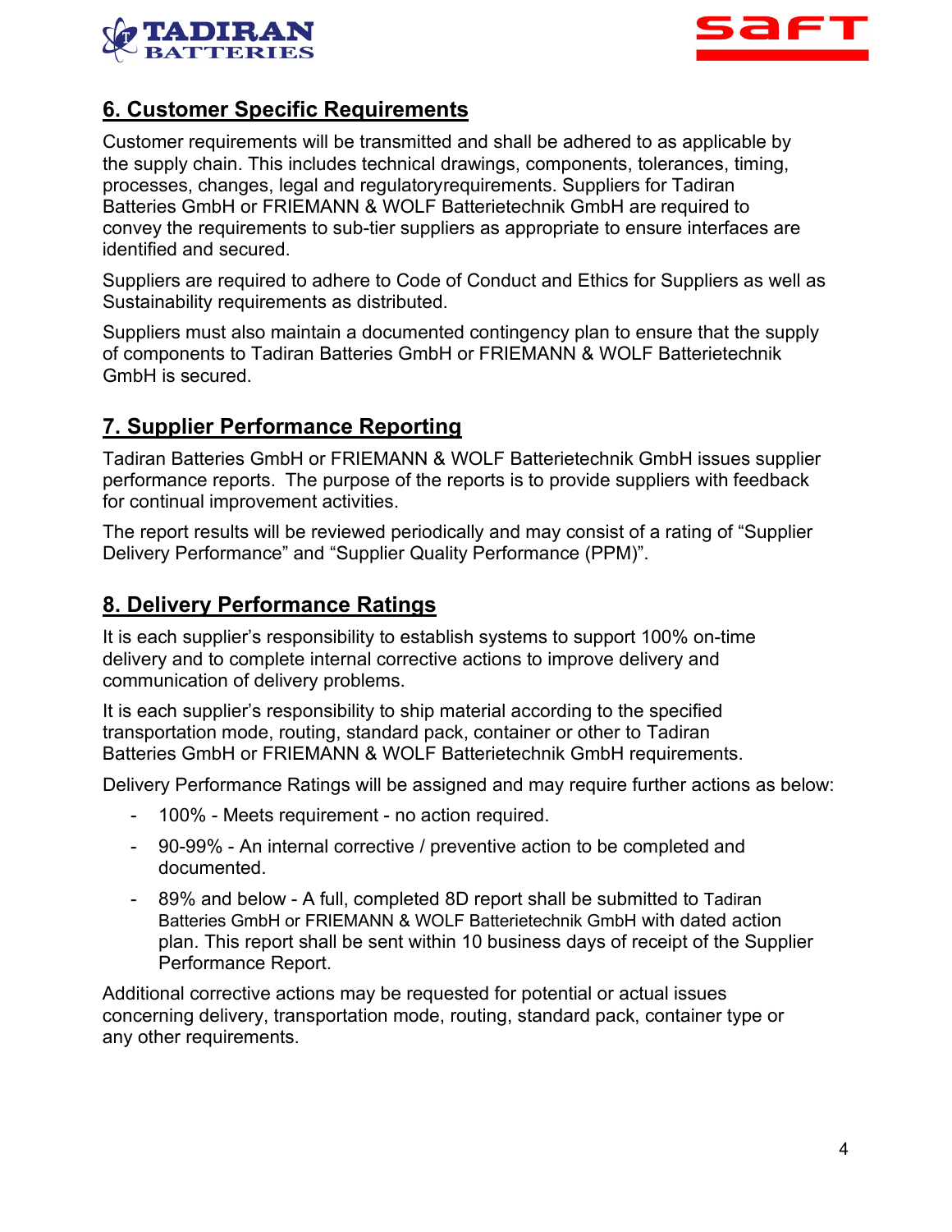## 6. Customer Specific Requirements

Customer requirements will be transmitted and shall be adhered to as applicable by the supply chain. This includes technical drawings, components, tolerances, timing, processes, changes, legal and regulatoryrequirements. Suppliers for Tadiran Batteries GmbH or FRIEMANN & WOLF Batterietechnik GmbH are required to convey the requirements to sub-tier suppliers as appropriate to ensure interfaces are identified and secured.

Suppliers are required to adhere to Code of Conduct and Ethics for Suppliers as well as Sustainability requirements as distributed.

Suppliers must also maintain a documented contingency plan to ensure that the supply of components to Tadiran Batteries GmbH or FRIEMANN & WOLF Batterietechnik GmbH is secured.

## 7. Supplier Performance Reporting

Tadiran Batteries GmbH or FRIEMANN & WOLF Batterietechnik GmbH issues supplier performance reports. The purpose of the reports is to provide suppliers with feedback for continual improvement activities.

The report results will be reviewed periodically and may consist of a rating of “Supplier Delivery Performance” and “Supplier Quality Performance (PPM)”.

## 8. Delivery Performance Ratings

It is each supplier’s responsibility to establish systems to support 100% on-time delivery and to complete internal corrective actions to improve delivery and communication of delivery problems.

It is each supplier’s responsibility to ship material according to the specified transportation mode, routing, standard pack, container or other to Tadiran Batteries GmbH or FRIEMANN & WOLF Batterietechnik GmbH requirements.

Delivery Performance Ratings will be assigned and may require further actions as below:

- 100% - Meets requirement - no action required.
- 90-99% - An internal corrective / preventive action to be completed and documented.
- 89% and below - A full, completed 8D report shall be submitted to Tadiran Batteries GmbH or FRIEMANN & WOLF Batterietechnik GmbH with dated action plan. This report shall be sent within 10 business days of receipt of the Supplier Performance Report.

Additional corrective actions may be requested for potential or actual issues concerning delivery, transportation mode, routing, standard pack, container type or any other requirements.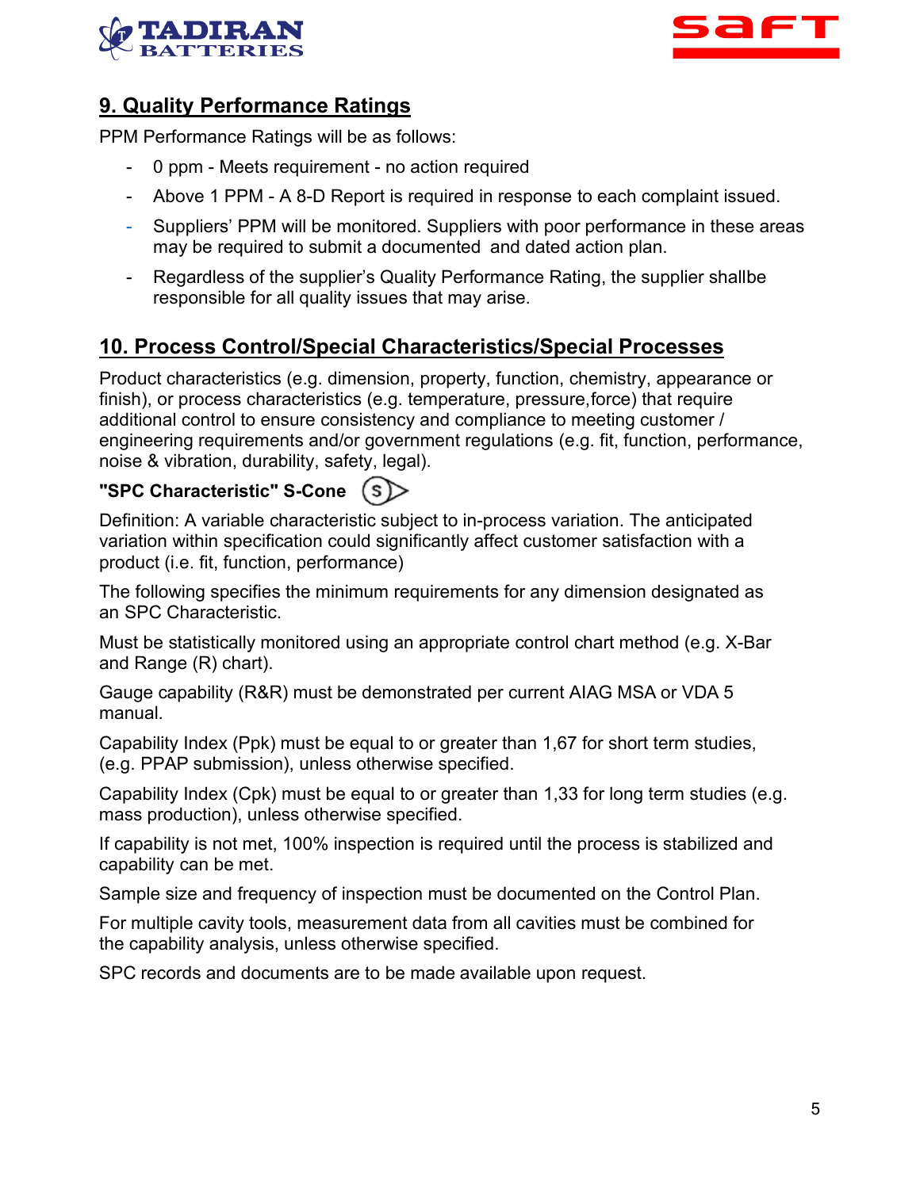## 9. Quality Performance Ratings

PPM Performance Ratings will be as follows:

- 0 ppm - Meets requirement - no action required
- Above 1 PPM - A 8-D Report is required in response to each complaint issued.
- Suppliers' PPM will be monitored. Suppliers with poor performance in these areas may be required to submit a documented and dated action plan.
- Regardless of the supplier's Quality Performance Rating, the supplier shallbe responsible for all quality issues that may arise.

## 10. Process Control/Special Characteristics/Special Processes

Product characteristics (e.g. dimension, property, function, chemistry, appearance or finish), or process characteristics (e.g. temperature, pressure,force) that require additional control to ensure consistency and compliance to meeting customer / engineering requirements and/or government regulations (e.g. fit, function, performance, noise & vibration, durability, safety, legal).

**"SPC Characteristic" S-Cone**

Definition: A variable characteristic subject to in-process variation. The anticipated variation within specification could significantly affect customer satisfaction with a product (i.e. fit, function, performance)

The following specifies the minimum requirements for any dimension designated as an SPC Characteristic.

Must be statistically monitored using an appropriate control chart method (e.g. X-Bar and Range (R) chart).

Gauge capability (R&R) must be demonstrated per current AIAG MSA or VDA 5 manual.

Capability Index (Ppk) must be equal to or greater than 1,67 for short term studies, (e.g. PPAP submission), unless otherwise specified.

Capability Index (Cpk) must be equal to or greater than 1,33 for long term studies (e.g. mass production), unless otherwise specified.

If capability is not met, 100% inspection is required until the process is stabilized and capability can be met.

Sample size and frequency of inspection must be documented on the Control Plan.

For multiple cavity tools, measurement data from all cavities must be combined for the capability analysis, unless otherwise specified.

SPC records and documents are to be made available upon request.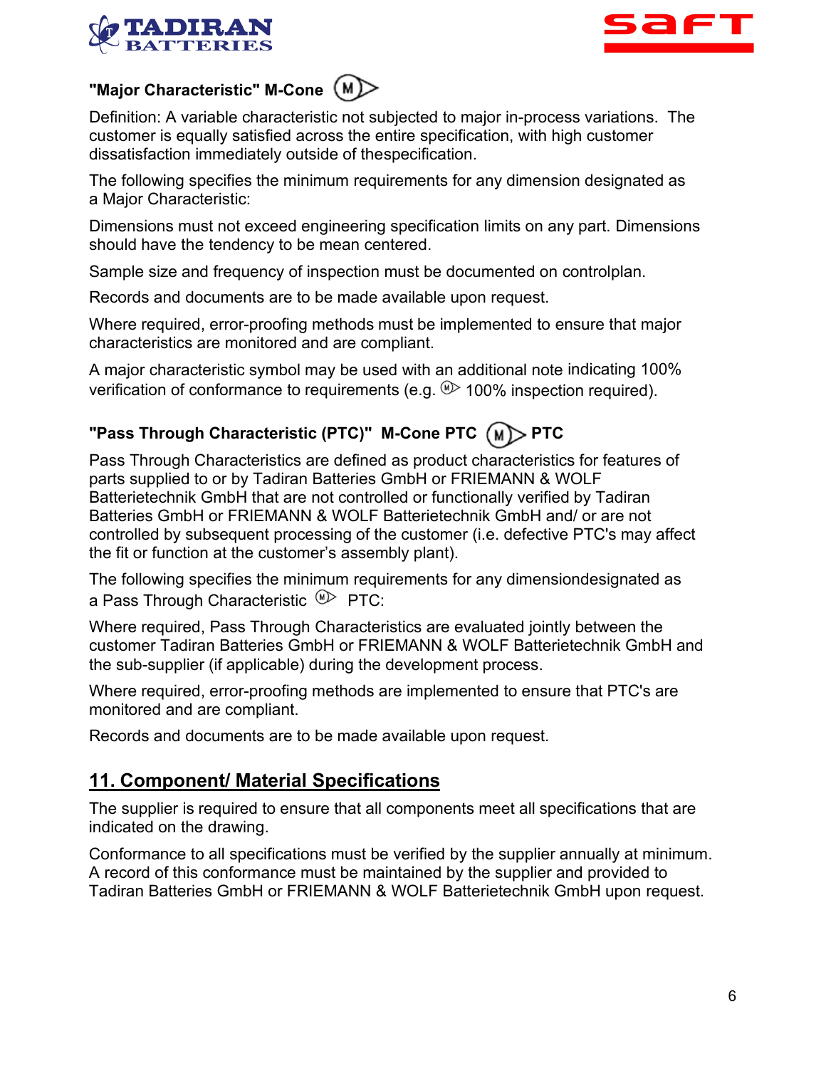**"Major Characteristic" M-Cone**

Definition: A variable characteristic not subjected to major in-process variations. The customer is equally satisfied across the entire specification, with high customer dissatisfaction immediately outside of thespecification.

The following specifies the minimum requirements for any dimension designated as a Major Characteristic:

Dimensions must not exceed engineering specification limits on any part. Dimensions should have the tendency to be mean centered.

Sample size and frequency of inspection must be documented on controlplan.

Records and documents are to be made available upon request.

Where required, error-proofing methods must be implemented to ensure that major characteristics are monitored and are compliant.

A major characteristic symbol may be used with an additional note indicating 100% verification of conformance to requirements (e.g. 100% inspection required).

**"Pass Through Characteristic (PTC)" M-Cone PTC PTC**

Pass Through Characteristics are defined as product characteristics for features of parts supplied to or by Tadiran Batteries GmbH or FRIEMANN & WOLF Batterietechnik GmbH that are not controlled or functionally verified by Tadiran Batteries GmbH or FRIEMANN & WOLF Batterietechnik GmbH and/ or are not controlled by subsequent processing of the customer (i.e. defective PTC's may affect the fit or function at the customer's assembly plant).

The following specifies the minimum requirements for any dimensiondesignated as a Pass Through Characteristic PTC:

Where required, Pass Through Characteristics are evaluated jointly between the customer Tadiran Batteries GmbH or FRIEMANN & WOLF Batterietechnik GmbH and the sub-supplier (if applicable) during the development process.

Where required, error-proofing methods are implemented to ensure that PTC's are monitored and are compliant.

Records and documents are to be made available upon request.

## 11. Component/ Material Specifications

The supplier is required to ensure that all components meet all specifications that are indicated on the drawing.

Conformance to all specifications must be verified by the supplier annually at minimum. A record of this conformance must be maintained by the supplier and provided to Tadiran Batteries GmbH or FRIEMANN & WOLF Batterietechnik GmbH upon request.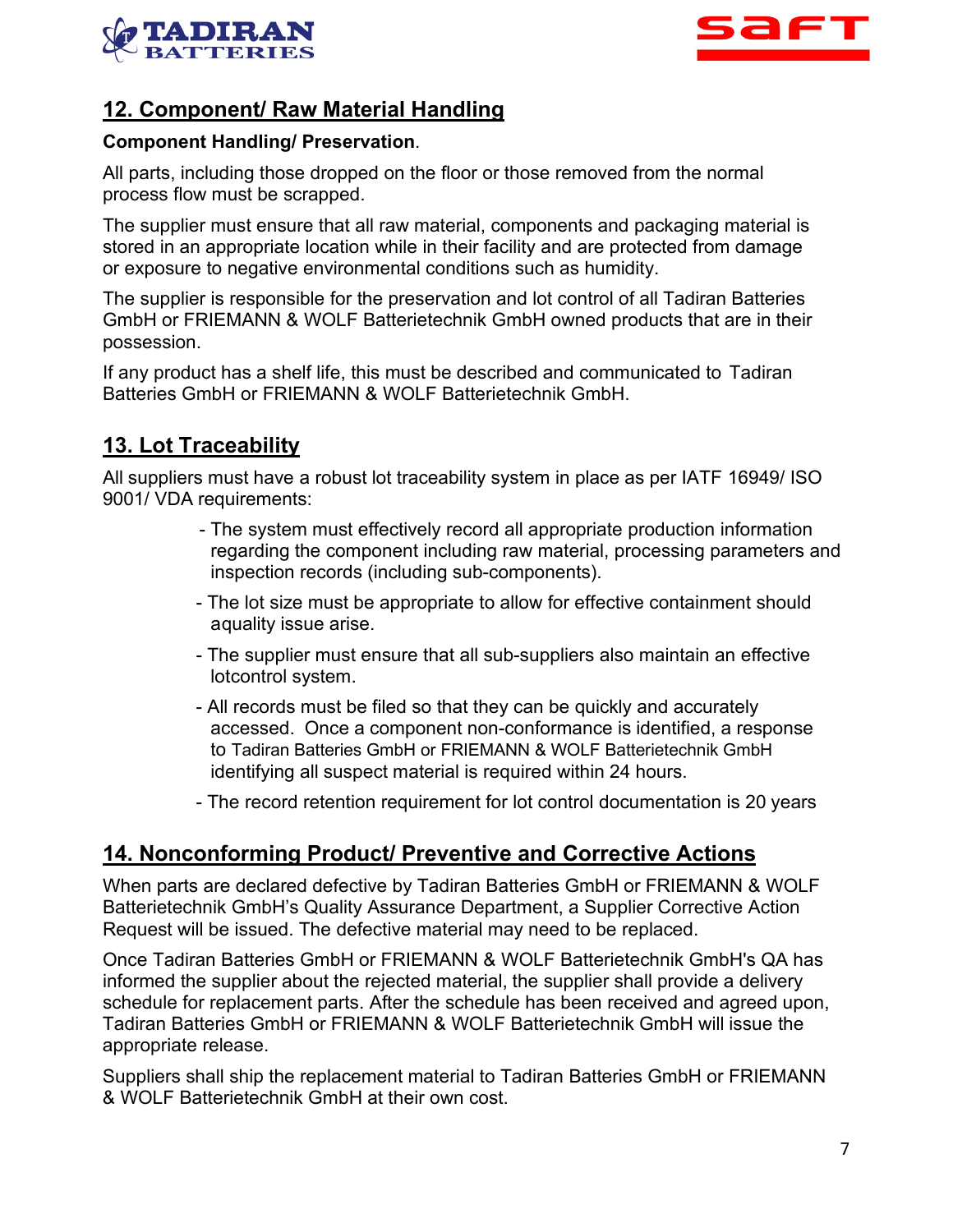## 12. Component/ Raw Material Handling

**Component Handling/ Preservation**.

All parts, including those dropped on the floor or those removed from the normal process flow must be scrapped.

The supplier must ensure that all raw material, components and packaging material is stored in an appropriate location while in their facility and are protected from damage or exposure to negative environmental conditions such as humidity.

The supplier is responsible for the preservation and lot control of all Tadiran Batteries GmbH or FRIEMANN & WOLF Batterietechnik GmbH owned products that are in their possession.

If any product has a shelf life, this must be described and communicated to Tadiran Batteries GmbH or FRIEMANN & WOLF Batterietechnik GmbH.

## 13. Lot Traceability

All suppliers must have a robust lot traceability system in place as per IATF 16949/ ISO 9001/ VDA requirements:

- The system must effectively record all appropriate production information regarding the component including raw material, processing parameters and inspection records (including sub-components).
- The lot size must be appropriate to allow for effective containment should aquality issue arise.
- The supplier must ensure that all sub-suppliers also maintain an effective lotcontrol system.
- All records must be filed so that they can be quickly and accurately accessed. Once a component non-conformance is identified, a response to Tadiran Batteries GmbH or FRIEMANN & WOLF Batterietechnik GmbH identifying all suspect material is required within 24 hours.
- The record retention requirement for lot control documentation is 20 years

## 14. Nonconforming Product/ Preventive and Corrective Actions

When parts are declared defective by Tadiran Batteries GmbH or FRIEMANN & WOLF Batterietechnik GmbH's Quality Assurance Department, a Supplier Corrective Action Request will be issued. The defective material may need to be replaced.

Once Tadiran Batteries GmbH or FRIEMANN & WOLF Batterietechnik GmbH's QA has informed the supplier about the rejected material, the supplier shall provide a delivery schedule for replacement parts. After the schedule has been received and agreed upon, Tadiran Batteries GmbH or FRIEMANN & WOLF Batterietechnik GmbH will issue the appropriate release.

Suppliers shall ship the replacement material to Tadiran Batteries GmbH or FRIEMANN & WOLF Batterietechnik GmbH at their own cost.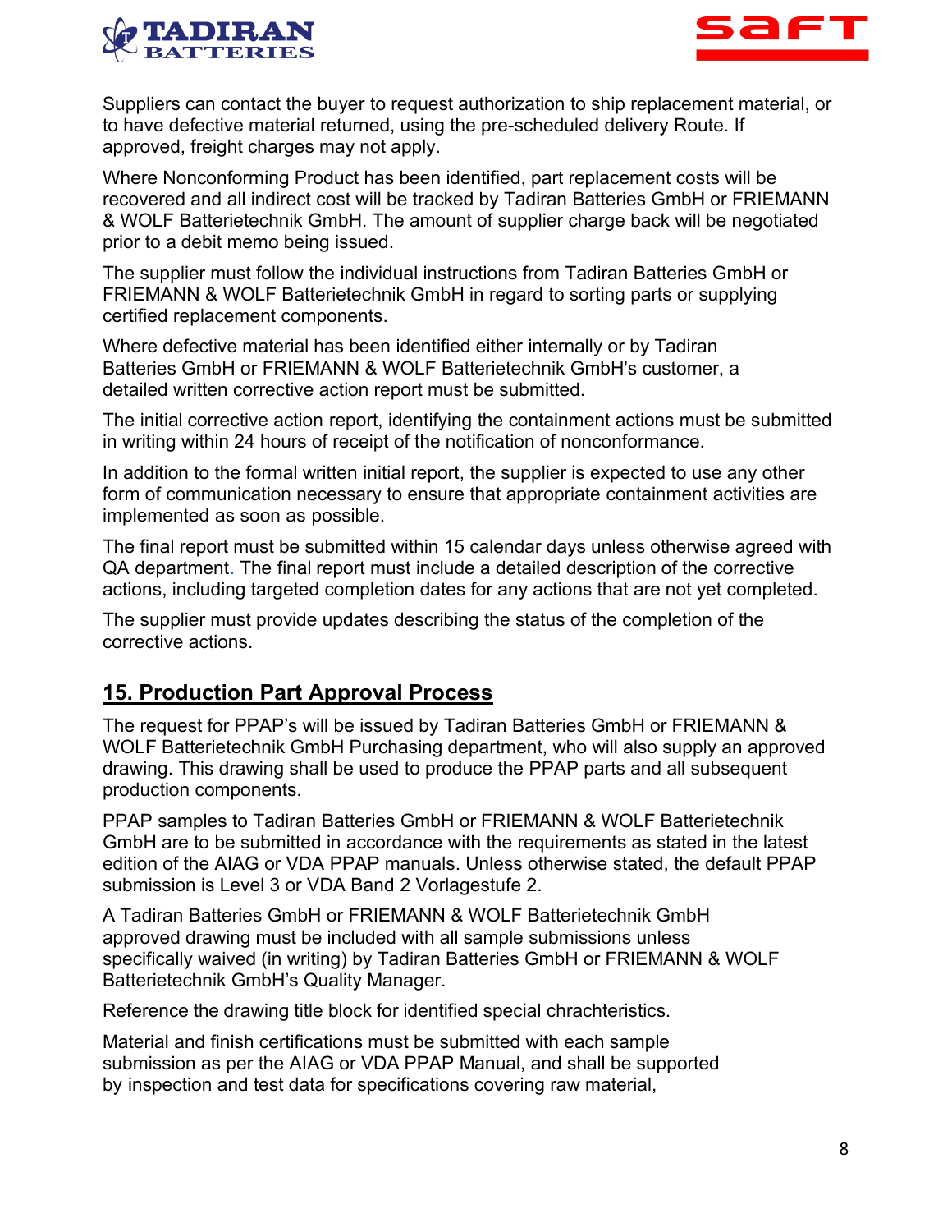Suppliers can contact the buyer to request authorization to ship replacement material, or to have defective material returned, using the pre-scheduled delivery Route. If approved, freight charges may not apply.

Where Nonconforming Product has been identified, part replacement costs will be recovered and all indirect cost will be tracked by Tadiran Batteries GmbH or FRIEMANN & WOLF Batterietechnik GmbH. The amount of supplier charge back will be negotiated prior to a debit memo being issued.

The supplier must follow the individual instructions from Tadiran Batteries GmbH or FRIEMANN & WOLF Batterietechnik GmbH in regard to sorting parts or supplying certified replacement components.

Where defective material has been identified either internally or by Tadiran Batteries GmbH or FRIEMANN & WOLF Batterietechnik GmbH's customer, a detailed written corrective action report must be submitted.

The initial corrective action report, identifying the containment actions must be submitted in writing within 24 hours of receipt of the notification of nonconformance.

In addition to the formal written initial report, the supplier is expected to use any other form of communication necessary to ensure that appropriate containment activities are implemented as soon as possible.

The final report must be submitted within 15 calendar days unless otherwise agreed with QA department. The final report must include a detailed description of the corrective actions, including targeted completion dates for any actions that are not yet completed.

The supplier must provide updates describing the status of the completion of the corrective actions.

## 15. Production Part Approval Process

The request for PPAP's will be issued by Tadiran Batteries GmbH or FRIEMANN & WOLF Batterietechnik GmbH Purchasing department, who will also supply an approved drawing. This drawing shall be used to produce the PPAP parts and all subsequent production components.

PPAP samples to Tadiran Batteries GmbH or FRIEMANN & WOLF Batterietechnik GmbH are to be submitted in accordance with the requirements as stated in the latest edition of the AIAG or VDA PPAP manuals. Unless otherwise stated, the default PPAP submission is Level 3 or VDA Band 2 Vorlagestufe 2.

A Tadiran Batteries GmbH or FRIEMANN & WOLF Batterietechnik GmbH approved drawing must be included with all sample submissions unless specifically waived (in writing) by Tadiran Batteries GmbH or FRIEMANN & WOLF Batterietechnik GmbH's Quality Manager.

Reference the drawing title block for identified special chrachteristics.

Material and finish certifications must be submitted with each sample submission as per the AIAG or VDA PPAP Manual, and shall be supported by inspection and test data for specifications covering raw material,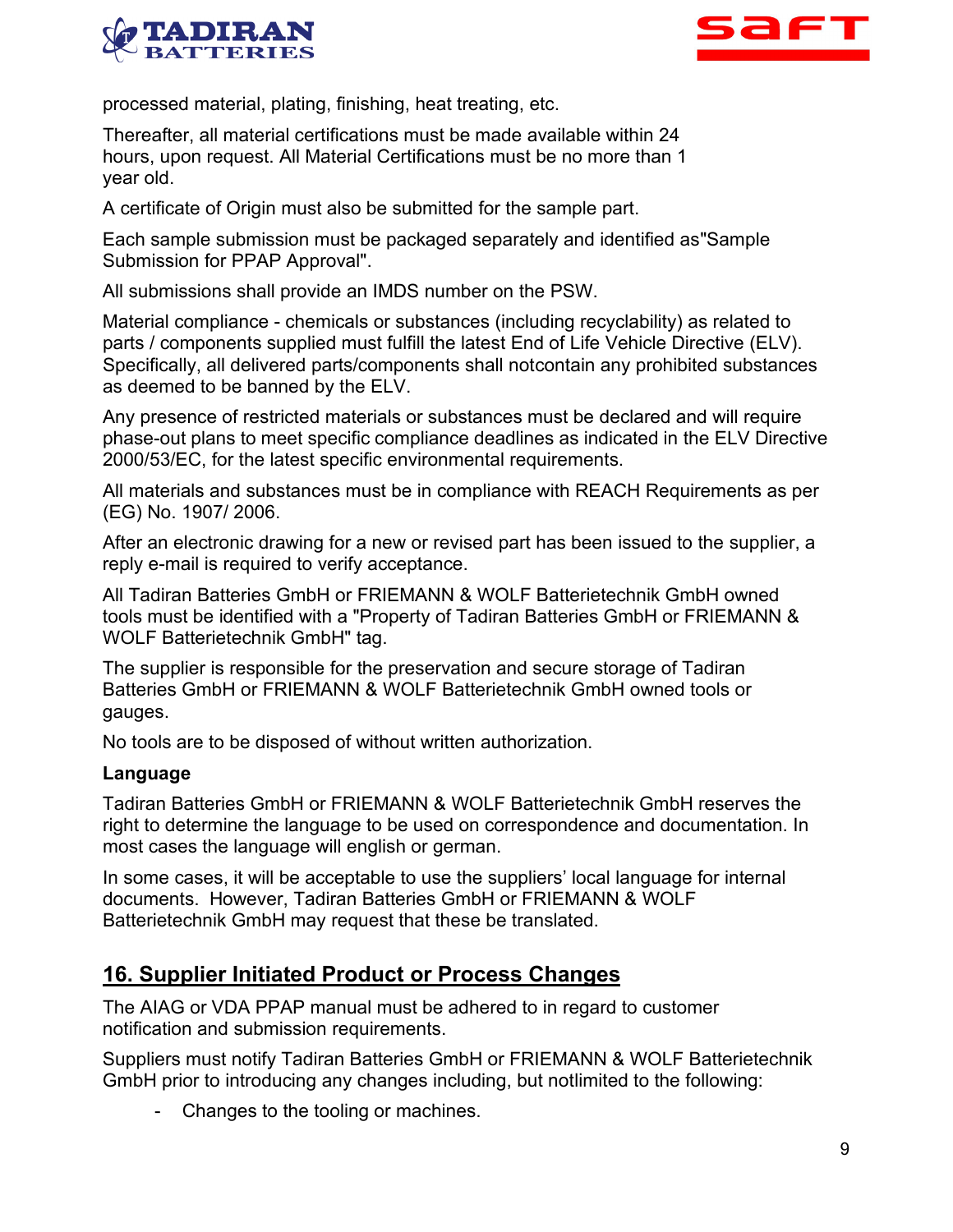processed material, plating, finishing, heat treating, etc.

Thereafter, all material certifications must be made available within 24 hours, upon request. All Material Certifications must be no more than 1 year old.

A certificate of Origin must also be submitted for the sample part.

Each sample submission must be packaged separately and identified as"Sample Submission for PPAP Approval".

All submissions shall provide an IMDS number on the PSW.

Material compliance - chemicals or substances (including recyclability) as related to parts / components supplied must fulfill the latest End of Life Vehicle Directive (ELV). Specifically, all delivered parts/components shall notcontain any prohibited substances as deemed to be banned by the ELV.

Any presence of restricted materials or substances must be declared and will require phase-out plans to meet specific compliance deadlines as indicated in the ELV Directive 2000/53/EC, for the latest specific environmental requirements.

All materials and substances must be in compliance with REACH Requirements as per (EG) No. 1907/ 2006.

After an electronic drawing for a new or revised part has been issued to the supplier, a reply e-mail is required to verify acceptance.

All Tadiran Batteries GmbH or FRIEMANN & WOLF Batterietechnik GmbH owned tools must be identified with a "Property of Tadiran Batteries GmbH or FRIEMANN & WOLF Batterietechnik GmbH" tag.

The supplier is responsible for the preservation and secure storage of Tadiran Batteries GmbH or FRIEMANN & WOLF Batterietechnik GmbH owned tools or gauges.

No tools are to be disposed of without written authorization.

**Language**

Tadiran Batteries GmbH or FRIEMANN & WOLF Batterietechnik GmbH reserves the right to determine the language to be used on correspondence and documentation. In most cases the language will english or german.

In some cases, it will be acceptable to use the suppliers' local language for internal documents. However, Tadiran Batteries GmbH or FRIEMANN & WOLF Batterietechnik GmbH may request that these be translated.

## 16. Supplier Initiated Product or Process Changes

The AIAG or VDA PPAP manual must be adhered to in regard to customer notification and submission requirements.

Suppliers must notify Tadiran Batteries GmbH or FRIEMANN & WOLF Batterietechnik GmbH prior to introducing any changes including, but notlimited to the following:

- Changes to the tooling or machines.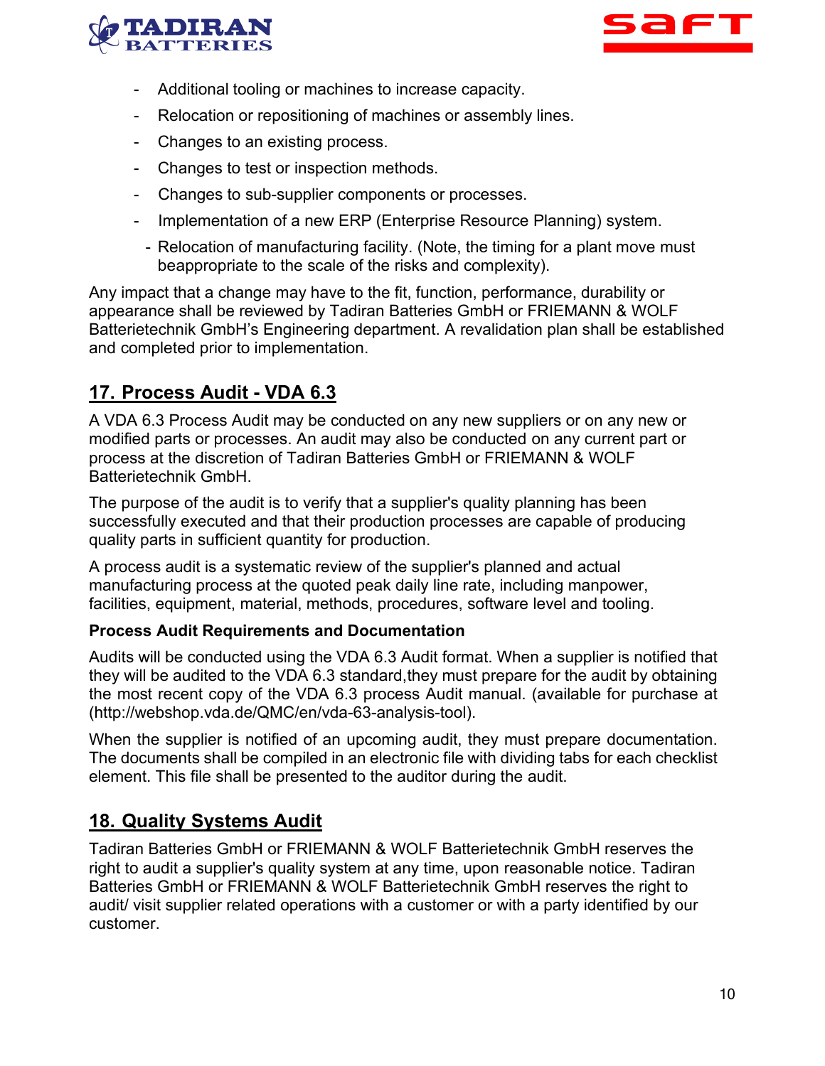- Additional tooling or machines to increase capacity.
- Relocation or repositioning of machines or assembly lines.
- Changes to an existing process.
- Changes to test or inspection methods.
- Changes to sub-supplier components or processes.
- Implementation of a new ERP (Enterprise Resource Planning) system.
- Relocation of manufacturing facility. (Note, the timing for a plant move must beappropriate to the scale of the risks and complexity).

Any impact that a change may have to the fit, function, performance, durability or appearance shall be reviewed by Tadiran Batteries GmbH or FRIEMANN & WOLF Batterietechnik GmbH's Engineering department. A revalidation plan shall be established and completed prior to implementation.

## 17. Process Audit - VDA 6.3

A VDA 6.3 Process Audit may be conducted on any new suppliers or on any new or modified parts or processes. An audit may also be conducted on any current part or process at the discretion of Tadiran Batteries GmbH or FRIEMANN & WOLF Batterietechnik GmbH.

The purpose of the audit is to verify that a supplier's quality planning has been successfully executed and that their production processes are capable of producing quality parts in sufficient quantity for production.

A process audit is a systematic review of the supplier's planned and actual manufacturing process at the quoted peak daily line rate, including manpower, facilities, equipment, material, methods, procedures, software level and tooling.

**Process Audit Requirements and Documentation**

Audits will be conducted using the VDA 6.3 Audit format. When a supplier is notified that they will be audited to the VDA 6.3 standard,they must prepare for the audit by obtaining the most recent copy of the VDA 6.3 process Audit manual. (available for purchase at (http://webshop.vda.de/QMC/en/vda-63-analysis-tool).

When the supplier is notified of an upcoming audit, they must prepare documentation. The documents shall be compiled in an electronic file with dividing tabs for each checklist element. This file shall be presented to the auditor during the audit.

## 18. Quality Systems Audit

Tadiran Batteries GmbH or FRIEMANN & WOLF Batterietechnik GmbH reserves the right to audit a supplier's quality system at any time, upon reasonable notice. Tadiran Batteries GmbH or FRIEMANN & WOLF Batterietechnik GmbH reserves the right to audit/ visit supplier related operations with a customer or with a party identified by our customer.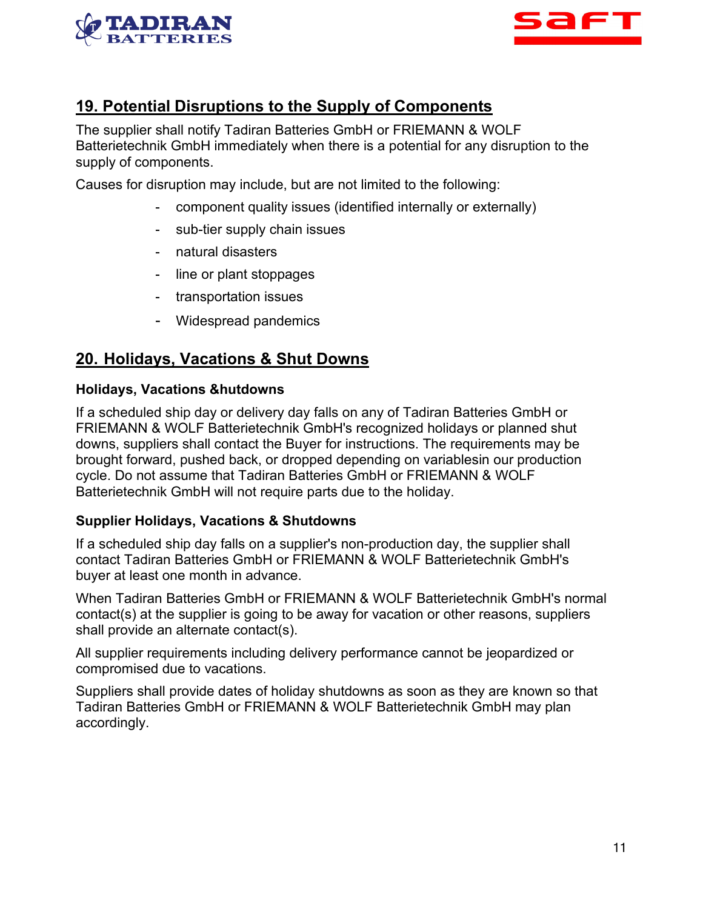## 19. Potential Disruptions to the Supply of Components

The supplier shall notify Tadiran Batteries GmbH or FRIEMANN & WOLF Batterietechnik GmbH immediately when there is a potential for any disruption to the supply of components.

Causes for disruption may include, but are not limited to the following:

- component quality issues (identified internally or externally)
- sub-tier supply chain issues
- natural disasters
- line or plant stoppages
- transportation issues
- Widespread pandemics

## 20. Holidays, Vacations & Shut Downs

### Holidays, Vacations &hutdowns

If a scheduled ship day or delivery day falls on any of Tadiran Batteries GmbH or FRIEMANN & WOLF Batterietechnik GmbH's recognized holidays or planned shut downs, suppliers shall contact the Buyer for instructions. The requirements may be brought forward, pushed back, or dropped depending on variablesin our production cycle. Do not assume that Tadiran Batteries GmbH or FRIEMANN & WOLF Batterietechnik GmbH will not require parts due to the holiday.

### Supplier Holidays, Vacations & Shutdowns

If a scheduled ship day falls on a supplier's non-production day, the supplier shall contact Tadiran Batteries GmbH or FRIEMANN & WOLF Batterietechnik GmbH's buyer at least one month in advance.

When Tadiran Batteries GmbH or FRIEMANN & WOLF Batterietechnik GmbH's normal contact(s) at the supplier is going to be away for vacation or other reasons, suppliers shall provide an alternate contact(s).

All supplier requirements including delivery performance cannot be jeopardized or compromised due to vacations.

Suppliers shall provide dates of holiday shutdowns as soon as they are known so that Tadiran Batteries GmbH or FRIEMANN & WOLF Batterietechnik GmbH may plan accordingly.